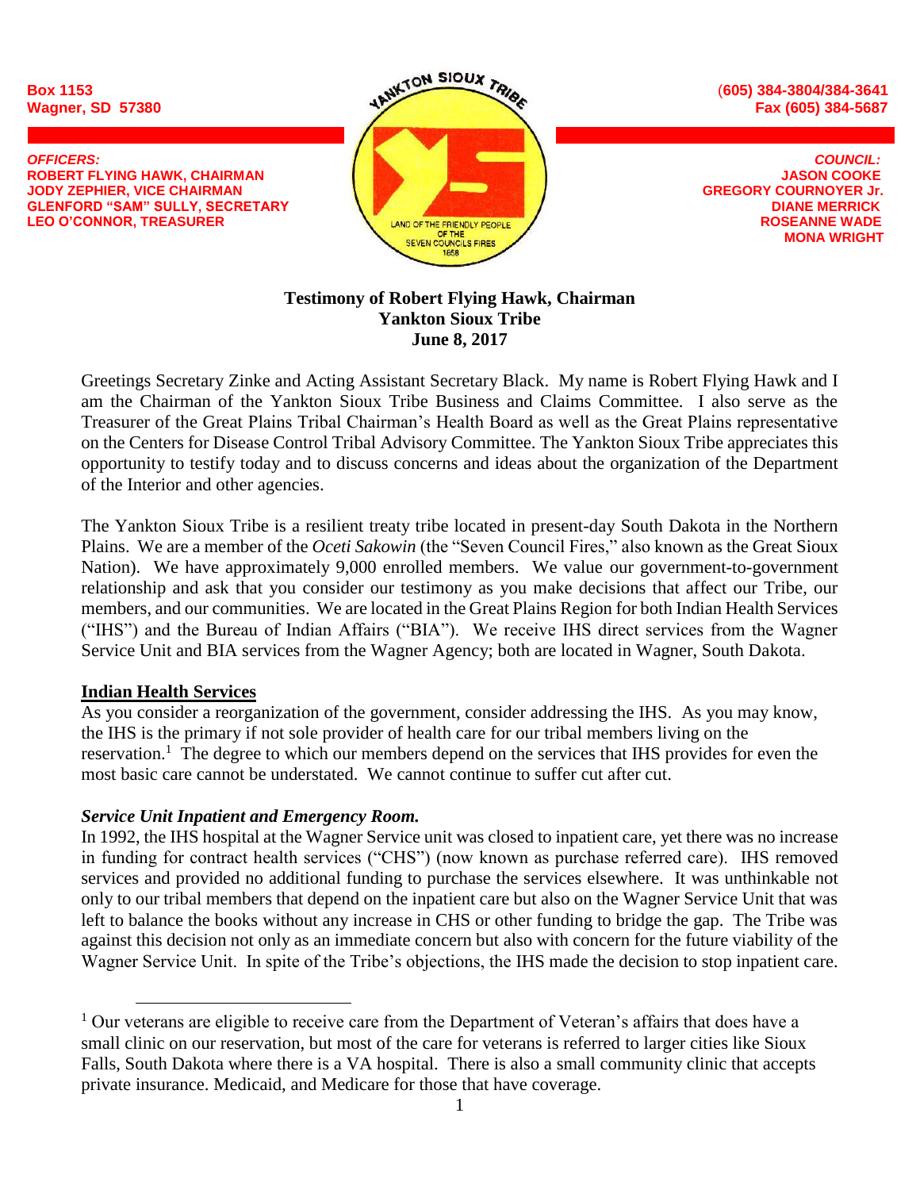Box 1153
Wagner, SD 57380

(605) 384-3804/384-3641
Fax (605) 384-5687

*OFFICERS:*
**ROBERT FLYING HAWK, CHAIRMAN**
**JODY ZEPHIER, VICE CHAIRMAN**
**GLENFORD "SAM" SULLY, SECRETARY**
**LEO O'CONNOR, TREASURER**

YANKTON SIOUX TRIBE
LAND OF THE FRIENDLY PEOPLE OF THE SEVEN COUNCILS FIRES 1858

*COUNCIL:*
**JASON COOKE**
**GREGORY COURNOYER Jr.**
**DIANE MERRICK**
**ROSEANNE WADE**
**MONA WRIGHT**

# Testimony of Robert Flying Hawk, Chairman
## Yankton Sioux Tribe
## June 8, 2017

Greetings Secretary Zinke and Acting Assistant Secretary Black. My name is Robert Flying Hawk and I am the Chairman of the Yankton Sioux Tribe Business and Claims Committee. I also serve as the Treasurer of the Great Plains Tribal Chairman's Health Board as well as the Great Plains representative on the Centers for Disease Control Tribal Advisory Committee. The Yankton Sioux Tribe appreciates this opportunity to testify today and to discuss concerns and ideas about the organization of the Department of the Interior and other agencies.

The Yankton Sioux Tribe is a resilient treaty tribe located in present-day South Dakota in the Northern Plains. We are a member of the *Oceti Sakowin* (the "Seven Council Fires," also known as the Great Sioux Nation). We have approximately 9,000 enrolled members. We value our government-to-government relationship and ask that you consider our testimony as you make decisions that affect our Tribe, our members, and our communities. We are located in the Great Plains Region for both Indian Health Services ("IHS") and the Bureau of Indian Affairs ("BIA"). We receive IHS direct services from the Wagner Service Unit and BIA services from the Wagner Agency; both are located in Wagner, South Dakota.

### Indian Health Services

As you consider a reorganization of the government, consider addressing the IHS. As you may know, the IHS is the primary if not sole provider of health care for our tribal members living on the reservation.[1] The degree to which our members depend on the services that IHS provides for even the most basic care cannot be understated. We cannot continue to suffer cut after cut.

#### *Service Unit Inpatient and Emergency Room.*

In 1992, the IHS hospital at the Wagner Service unit was closed to inpatient care, yet there was no increase in funding for contract health services ("CHS") (now known as purchase referred care). IHS removed services and provided no additional funding to purchase the services elsewhere. It was unthinkable not only to our tribal members that depend on the inpatient care but also on the Wagner Service Unit that was left to balance the books without any increase in CHS or other funding to bridge the gap. The Tribe was against this decision not only as an immediate concern but also with concern for the future viability of the Wagner Service Unit. In spite of the Tribe's objections, the IHS made the decision to stop inpatient care.

[1] Our veterans are eligible to receive care from the Department of Veteran's affairs that does have a small clinic on our reservation, but most of the care for veterans is referred to larger cities like Sioux Falls, South Dakota where there is a VA hospital. There is also a small community clinic that accepts private insurance. Medicaid, and Medicare for those that have coverage.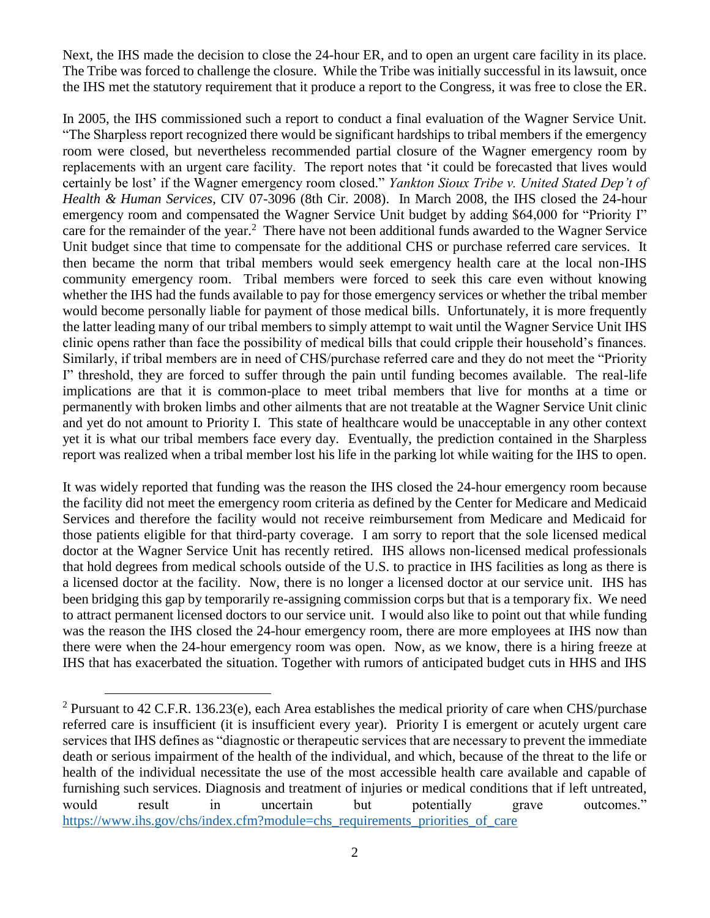Next, the IHS made the decision to close the 24-hour ER, and to open an urgent care facility in its place. The Tribe was forced to challenge the closure. While the Tribe was initially successful in its lawsuit, once the IHS met the statutory requirement that it produce a report to the Congress, it was free to close the ER.

In 2005, the IHS commissioned such a report to conduct a final evaluation of the Wagner Service Unit. "The Sharpless report recognized there would be significant hardships to tribal members if the emergency room were closed, but nevertheless recommended partial closure of the Wagner emergency room by replacements with an urgent care facility. The report notes that 'it could be forecasted that lives would certainly be lost' if the Wagner emergency room closed." *Yankton Sioux Tribe v. United Stated Dep't of Health & Human Services*, CIV 07-3096 (8th Cir. 2008). In March 2008, the IHS closed the 24-hour emergency room and compensated the Wagner Service Unit budget by adding $64,000 for "Priority I" care for the remainder of the year.[2] There have not been additional funds awarded to the Wagner Service Unit budget since that time to compensate for the additional CHS or purchase referred care services. It then became the norm that tribal members would seek emergency health care at the local non-IHS community emergency room. Tribal members were forced to seek this care even without knowing whether the IHS had the funds available to pay for those emergency services or whether the tribal member would become personally liable for payment of those medical bills. Unfortunately, it is more frequently the latter leading many of our tribal members to simply attempt to wait until the Wagner Service Unit IHS clinic opens rather than face the possibility of medical bills that could cripple their household's finances. Similarly, if tribal members are in need of CHS/purchase referred care and they do not meet the "Priority I" threshold, they are forced to suffer through the pain until funding becomes available. The real-life implications are that it is common-place to meet tribal members that live for months at a time or permanently with broken limbs and other ailments that are not treatable at the Wagner Service Unit clinic and yet do not amount to Priority I. This state of healthcare would be unacceptable in any other context yet it is what our tribal members face every day. Eventually, the prediction contained in the Sharpless report was realized when a tribal member lost his life in the parking lot while waiting for the IHS to open.

It was widely reported that funding was the reason the IHS closed the 24-hour emergency room because the facility did not meet the emergency room criteria as defined by the Center for Medicare and Medicaid Services and therefore the facility would not receive reimbursement from Medicare and Medicaid for those patients eligible for that third-party coverage. I am sorry to report that the sole licensed medical doctor at the Wagner Service Unit has recently retired. IHS allows non-licensed medical professionals that hold degrees from medical schools outside of the U.S. to practice in IHS facilities as long as there is a licensed doctor at the facility. Now, there is no longer a licensed doctor at our service unit. IHS has been bridging this gap by temporarily re-assigning commission corps but that is a temporary fix. We need to attract permanent licensed doctors to our service unit. I would also like to point out that while funding was the reason the IHS closed the 24-hour emergency room, there are more employees at IHS now than there were when the 24-hour emergency room was open. Now, as we know, there is a hiring freeze at IHS that has exacerbated the situation. Together with rumors of anticipated budget cuts in HHS and IHS

---

[2] Pursuant to 42 C.F.R. 136.23(e), each Area establishes the medical priority of care when CHS/purchase referred care is insufficient (it is insufficient every year). Priority I is emergent or acutely urgent care services that IHS defines as "diagnostic or therapeutic services that are necessary to prevent the immediate death or serious impairment of the health of the individual, and which, because of the threat to the life or health of the individual necessitate the use of the most accessible health care available and capable of furnishing such services. Diagnosis and treatment of injuries or medical conditions that if left untreated, would result in uncertain but potentially grave outcomes." https://www.ihs.gov/chs/index.cfm?module=chs_requirements_priorities_of_care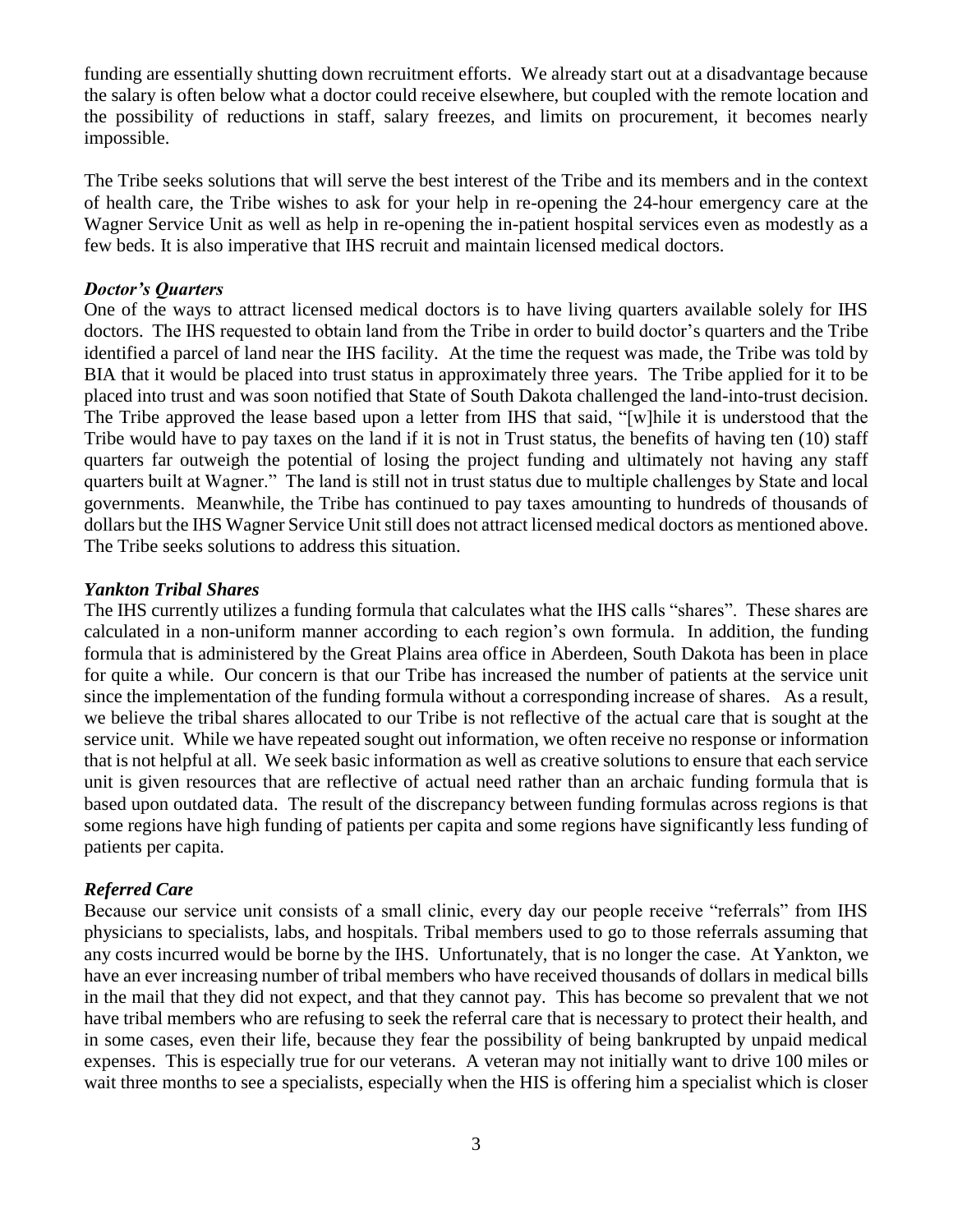funding are essentially shutting down recruitment efforts. We already start out at a disadvantage because the salary is often below what a doctor could receive elsewhere, but coupled with the remote location and the possibility of reductions in staff, salary freezes, and limits on procurement, it becomes nearly impossible.

The Tribe seeks solutions that will serve the best interest of the Tribe and its members and in the context of health care, the Tribe wishes to ask for your help in re-opening the 24-hour emergency care at the Wagner Service Unit as well as help in re-opening the in-patient hospital services even as modestly as a few beds. It is also imperative that IHS recruit and maintain licensed medical doctors.

### *Doctor's Quarters*

One of the ways to attract licensed medical doctors is to have living quarters available solely for IHS doctors. The IHS requested to obtain land from the Tribe in order to build doctor's quarters and the Tribe identified a parcel of land near the IHS facility. At the time the request was made, the Tribe was told by BIA that it would be placed into trust status in approximately three years. The Tribe applied for it to be placed into trust and was soon notified that State of South Dakota challenged the land-into-trust decision. The Tribe approved the lease based upon a letter from IHS that said, "[w]hile it is understood that the Tribe would have to pay taxes on the land if it is not in Trust status, the benefits of having ten (10) staff quarters far outweigh the potential of losing the project funding and ultimately not having any staff quarters built at Wagner." The land is still not in trust status due to multiple challenges by State and local governments. Meanwhile, the Tribe has continued to pay taxes amounting to hundreds of thousands of dollars but the IHS Wagner Service Unit still does not attract licensed medical doctors as mentioned above. The Tribe seeks solutions to address this situation.

### *Yankton Tribal Shares*

The IHS currently utilizes a funding formula that calculates what the IHS calls "shares". These shares are calculated in a non-uniform manner according to each region's own formula. In addition, the funding formula that is administered by the Great Plains area office in Aberdeen, South Dakota has been in place for quite a while. Our concern is that our Tribe has increased the number of patients at the service unit since the implementation of the funding formula without a corresponding increase of shares. As a result, we believe the tribal shares allocated to our Tribe is not reflective of the actual care that is sought at the service unit. While we have repeated sought out information, we often receive no response or information that is not helpful at all. We seek basic information as well as creative solutions to ensure that each service unit is given resources that are reflective of actual need rather than an archaic funding formula that is based upon outdated data. The result of the discrepancy between funding formulas across regions is that some regions have high funding of patients per capita and some regions have significantly less funding of patients per capita.

### *Referred Care*

Because our service unit consists of a small clinic, every day our people receive "referrals" from IHS physicians to specialists, labs, and hospitals. Tribal members used to go to those referrals assuming that any costs incurred would be borne by the IHS. Unfortunately, that is no longer the case. At Yankton, we have an ever increasing number of tribal members who have received thousands of dollars in medical bills in the mail that they did not expect, and that they cannot pay. This has become so prevalent that we not have tribal members who are refusing to seek the referral care that is necessary to protect their health, and in some cases, even their life, because they fear the possibility of being bankrupted by unpaid medical expenses. This is especially true for our veterans. A veteran may not initially want to drive 100 miles or wait three months to see a specialists, especially when the HIS is offering him a specialist which is closer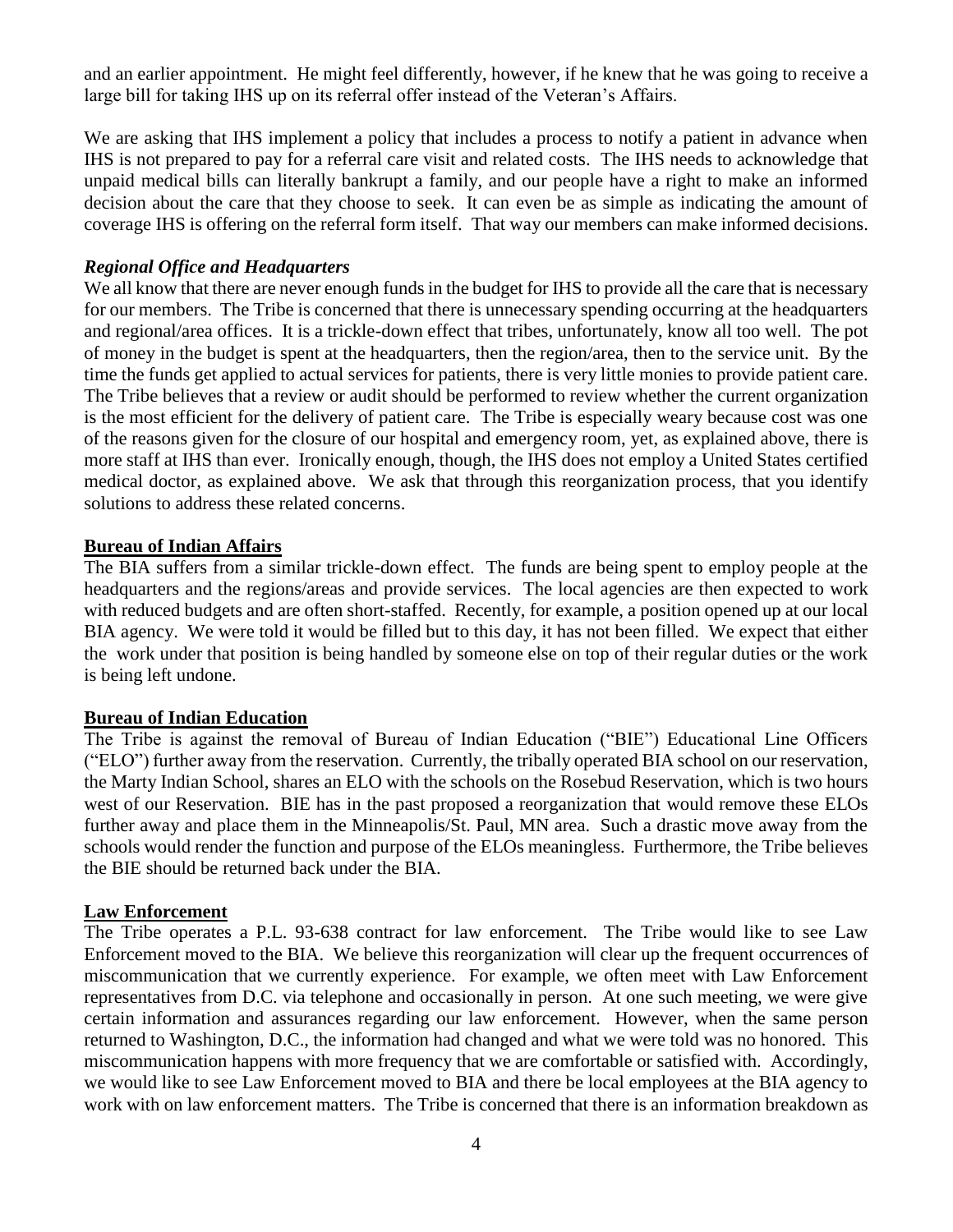and an earlier appointment. He might feel differently, however, if he knew that he was going to receive a large bill for taking IHS up on its referral offer instead of the Veteran's Affairs.

We are asking that IHS implement a policy that includes a process to notify a patient in advance when IHS is not prepared to pay for a referral care visit and related costs. The IHS needs to acknowledge that unpaid medical bills can literally bankrupt a family, and our people have a right to make an informed decision about the care that they choose to seek. It can even be as simple as indicating the amount of coverage IHS is offering on the referral form itself. That way our members can make informed decisions.

### ***Regional Office and Headquarters***

We all know that there are never enough funds in the budget for IHS to provide all the care that is necessary for our members. The Tribe is concerned that there is unnecessary spending occurring at the headquarters and regional/area offices. It is a trickle-down effect that tribes, unfortunately, know all too well. The pot of money in the budget is spent at the headquarters, then the region/area, then to the service unit. By the time the funds get applied to actual services for patients, there is very little monies to provide patient care. The Tribe believes that a review or audit should be performed to review whether the current organization is the most efficient for the delivery of patient care. The Tribe is especially weary because cost was one of the reasons given for the closure of our hospital and emergency room, yet, as explained above, there is more staff at IHS than ever. Ironically enough, though, the IHS does not employ a United States certified medical doctor, as explained above. We ask that through this reorganization process, that you identify solutions to address these related concerns.

## **Bureau of Indian Affairs**

The BIA suffers from a similar trickle-down effect. The funds are being spent to employ people at the headquarters and the regions/areas and provide services. The local agencies are then expected to work with reduced budgets and are often short-staffed. Recently, for example, a position opened up at our local BIA agency. We were told it would be filled but to this day, it has not been filled. We expect that either the work under that position is being handled by someone else on top of their regular duties or the work is being left undone.

## **Bureau of Indian Education**

The Tribe is against the removal of Bureau of Indian Education ("BIE") Educational Line Officers ("ELO") further away from the reservation. Currently, the tribally operated BIA school on our reservation, the Marty Indian School, shares an ELO with the schools on the Rosebud Reservation, which is two hours west of our Reservation. BIE has in the past proposed a reorganization that would remove these ELOs further away and place them in the Minneapolis/St. Paul, MN area. Such a drastic move away from the schools would render the function and purpose of the ELOs meaningless. Furthermore, the Tribe believes the BIE should be returned back under the BIA.

## **Law Enforcement**

The Tribe operates a P.L. 93-638 contract for law enforcement. The Tribe would like to see Law Enforcement moved to the BIA. We believe this reorganization will clear up the frequent occurrences of miscommunication that we currently experience. For example, we often meet with Law Enforcement representatives from D.C. via telephone and occasionally in person. At one such meeting, we were give certain information and assurances regarding our law enforcement. However, when the same person returned to Washington, D.C., the information had changed and what we were told was no honored. This miscommunication happens with more frequency that we are comfortable or satisfied with. Accordingly, we would like to see Law Enforcement moved to BIA and there be local employees at the BIA agency to work with on law enforcement matters. The Tribe is concerned that there is an information breakdown as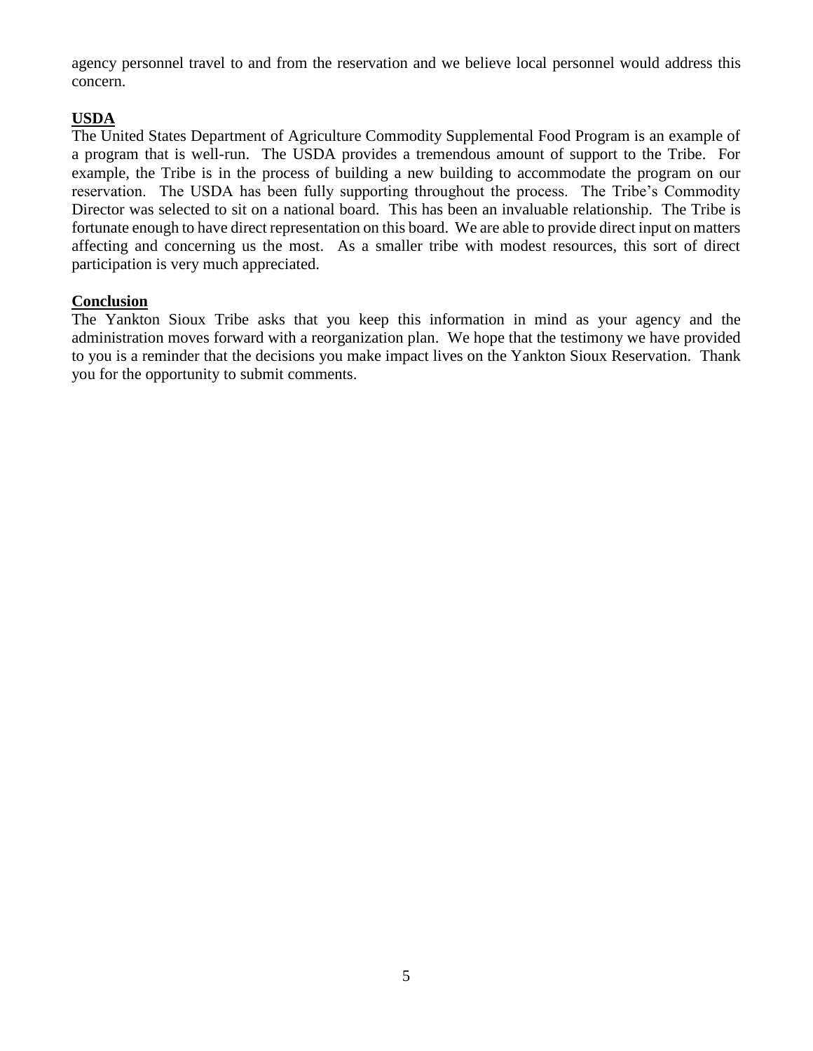agency personnel travel to and from the reservation and we believe local personnel would address this concern.

## USDA

The United States Department of Agriculture Commodity Supplemental Food Program is an example of a program that is well-run. The USDA provides a tremendous amount of support to the Tribe. For example, the Tribe is in the process of building a new building to accommodate the program on our reservation. The USDA has been fully supporting throughout the process. The Tribe's Commodity Director was selected to sit on a national board. This has been an invaluable relationship. The Tribe is fortunate enough to have direct representation on this board. We are able to provide direct input on matters affecting and concerning us the most. As a smaller tribe with modest resources, this sort of direct participation is very much appreciated.

## Conclusion

The Yankton Sioux Tribe asks that you keep this information in mind as your agency and the administration moves forward with a reorganization plan. We hope that the testimony we have provided to you is a reminder that the decisions you make impact lives on the Yankton Sioux Reservation. Thank you for the opportunity to submit comments.